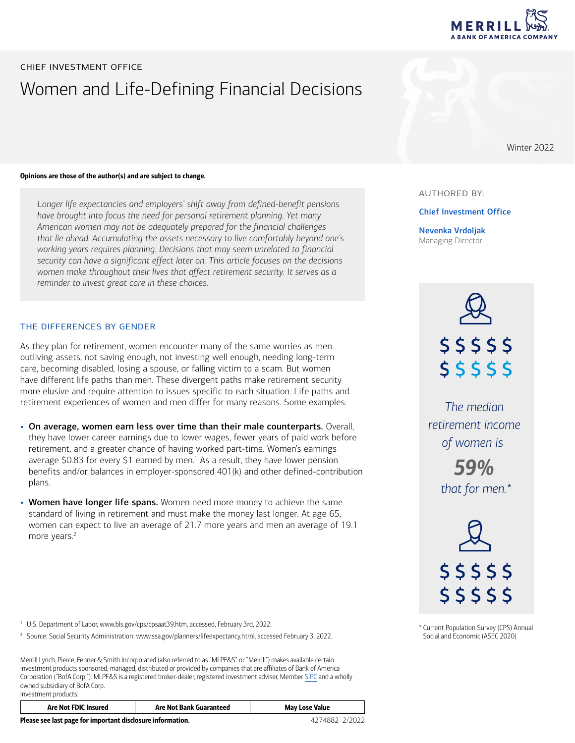CHIEF INVESTMENT OFFICE

# Women and Life-Defining Financial Decisions

Winter 2022

**Opinions are those of the author(s) and are subject to change.**

*Longer life expectancies and employers' shift away from defined-benefit pensions have brought into focus the need for personal retirement planning. Yet many American women may not be adequately prepared for the financial challenges that lie ahead. Accumulating the assets necessary to live comfortably beyond one's working years requires planning. Decisions that may seem unrelated to financial security can have a significant effect later on. This article focuses on the decisions women make throughout their lives that affect retirement security. It serves as a reminder to invest great care in these choices.*

AUTHORED BY:

**Chief Investment Office**

**Nevenka Vrdoljak**
Managing Director

## THE DIFFERENCES BY GENDER

As they plan for retirement, women encounter many of the same worries as men: outliving assets, not saving enough, not investing well enough, needing long-term care, becoming disabled, losing a spouse, or falling victim to a scam. But women have different life paths than men. These divergent paths make retirement security more elusive and require attention to issues specific to each situation. Life paths and retirement experiences of women and men differ for many reasons. Some examples:

- **On average, women earn less over time than their male counterparts.** Overall, they have lower career earnings due to lower wages, fewer years of paid work before retirement, and a greater chance of having worked part-time. Women's earnings average $0.83 for every $1 earned by men.[1] As a result, they have lower pension benefits and/or balances in employer-sponsored 401(k) and other defined-contribution plans.
- **Women have longer life spans.** Women need more money to achieve the same standard of living in retirement and must make the money last longer. At age 65, women can expect to live an average of 21.7 more years and men an average of 19.1 more years.[2]

$ $ $ $ $
$ $ $ $ $

*The median retirement income of women is*
***59%***
*that for men.\**

$ $ $ $ $
$ $ $ $ $

\* Current Population Survey (CPS) Annual Social and Economic (ASEC 2020)

[1] U.S. Department of Labor, www.bls.gov/cps/cpsaat39.htm, accessed, February 3rd, 2022.

[2] Source: Social Security Administration: www.ssa.gov/planners/lifeexpectancy.html, accessed February 3, 2022.

Merrill Lynch, Pierce, Fenner & Smith Incorporated (also referred to as "MLPF&S" or "Merrill") makes available certain investment products sponsored, managed, distributed or provided by companies that are affiliates of Bank of America Corporation ("BofA Corp."). MLPF&S is a registered broker-dealer, registered investment adviser, Member SIPC and a wholly owned subsidiary of BofA Corp.
Investment products:

| Are Not FDIC Insured | Are Not Bank Guaranteed | May Lose Value |
| --- | --- | --- |

**Please see last page for important disclosure information.** 4274882 2/2022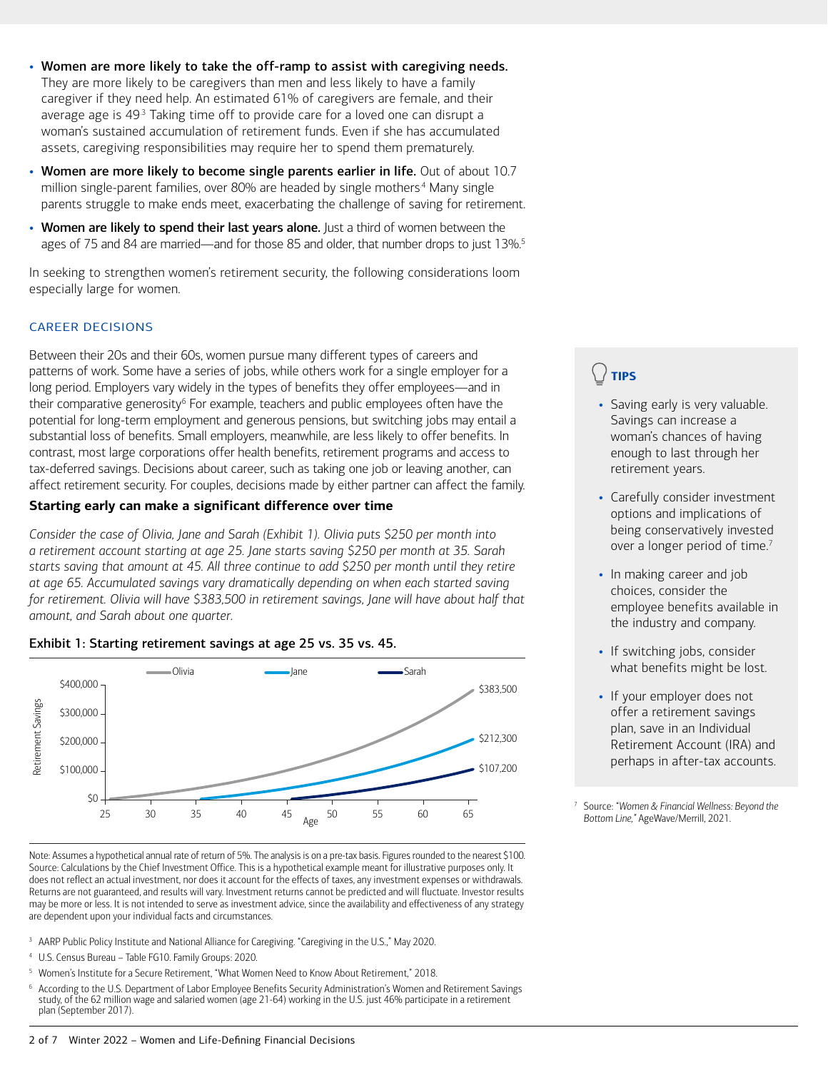- **Women are more likely to take the off-ramp to assist with caregiving needs.** They are more likely to be caregivers than men and less likely to have a family caregiver if they need help. An estimated 61% of caregivers are female, and their average age is 49[3] Taking time off to provide care for a loved one can disrupt a woman's sustained accumulation of retirement funds. Even if she has accumulated assets, caregiving responsibilities may require her to spend them prematurely.
- **Women are more likely to become single parents earlier in life.** Out of about 10.7 million single-parent families, over 80% are headed by single mothers[4] Many single parents struggle to make ends meet, exacerbating the challenge of saving for retirement.
- **Women are likely to spend their last years alone.** Just a third of women between the ages of 75 and 84 are married—and for those 85 and older, that number drops to just 13%.[5]

In seeking to strengthen women's retirement security, the following considerations loom especially large for women.

## CAREER DECISIONS

Between their 20s and their 60s, women pursue many different types of careers and patterns of work. Some have a series of jobs, while others work for a single employer for a long period. Employers vary widely in the types of benefits they offer employees—and in their comparative generosity[6] For example, teachers and public employees often have the potential for long-term employment and generous pensions, but switching jobs may entail a substantial loss of benefits. Small employers, meanwhile, are less likely to offer benefits. In contrast, most large corporations offer health benefits, retirement programs and access to tax-deferred savings. Decisions about career, such as taking one job or leaving another, can affect retirement security. For couples, decisions made by either partner can affect the family.

### Starting early can make a significant difference over time

*Consider the case of Olivia, Jane and Sarah (Exhibit 1). Olivia puts $250 per month into a retirement account starting at age 25. Jane starts saving $250 per month at 35. Sarah starts saving that amount at 45. All three continue to add $250 per month until they retire at age 65. Accumulated savings vary dramatically depending on when each started saving for retirement. Olivia will have $383,500 in retirement savings, Jane will have about half that amount, and Sarah about one quarter.*

**Exhibit 1: Starting retirement savings at age 25 vs. 35 vs. 45.**

Olivia
Jane
Sarah

Retirement Savings

$400,000
$300,000
$200,000
$100,000
$0

25 30 35 40 45 50 55 60 65

Age

$383,500
$212,300
$107,200

Note: Assumes a hypothetical annual rate of return of 5%. The analysis is on a pre-tax basis. Figures rounded to the nearest $100. Source: Calculations by the Chief Investment Office. This is a hypothetical example meant for illustrative purposes only. It does not reflect an actual investment, nor does it account for the effects of taxes, any investment expenses or withdrawals. Returns are not guaranteed, and results will vary. Investment returns cannot be predicted and will fluctuate. Investor results may be more or less. It is not intended to serve as investment advice, since the availability and effectiveness of any strategy are dependent upon your individual facts and circumstances.

### TIPS

- Saving early is very valuable. Savings can increase a woman's chances of having enough to last through her retirement years.
- Carefully consider investment options and implications of being conservatively invested over a longer period of time.[7]
- In making career and job choices, consider the employee benefits available in the industry and company.
- If switching jobs, consider what benefits might be lost.
- If your employer does not offer a retirement savings plan, save in an Individual Retirement Account (IRA) and perhaps in after-tax accounts.

[3] AARP Public Policy Institute and National Alliance for Caregiving. "Caregiving in the U.S.," May 2020.

[4] U.S. Census Bureau – Table FG10. Family Groups: 2020.

[5] Women's Institute for a Secure Retirement, "What Women Need to Know About Retirement," 2018.

[6] According to the U.S. Department of Labor Employee Benefits Security Administration's Women and Retirement Savings study, of the 62 million wage and salaried women (age 21-64) working in the U.S. just 46% participate in a retirement plan (September 2017).

[7] Source: "*Women & Financial Wellness: Beyond the Bottom Line,*" AgeWave/Merrill, 2021.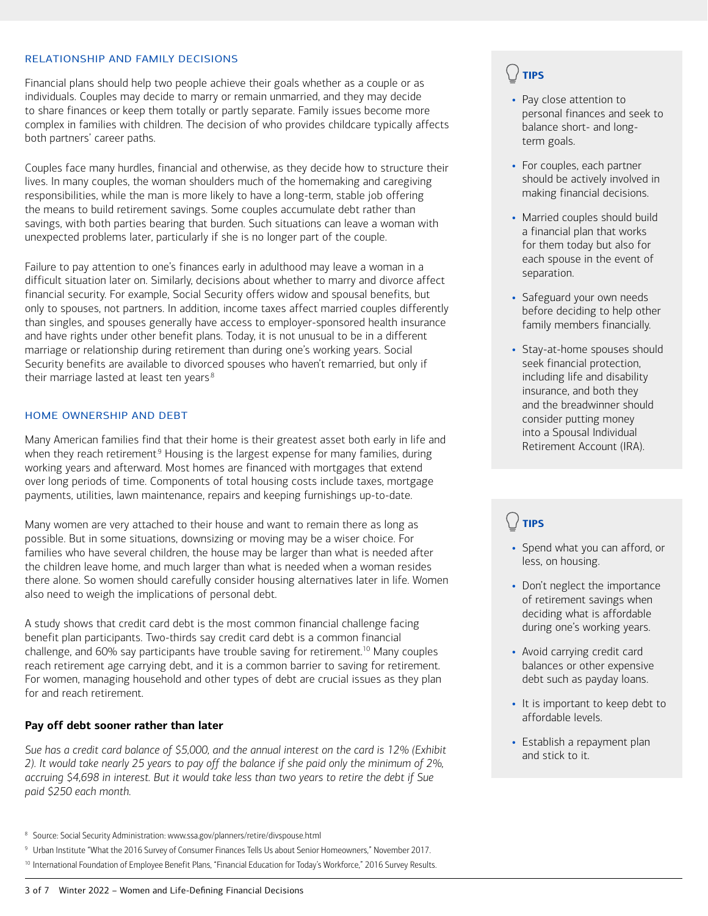## RELATIONSHIP AND FAMILY DECISIONS

Financial plans should help two people achieve their goals whether as a couple or as individuals. Couples may decide to marry or remain unmarried, and they may decide to share finances or keep them totally or partly separate. Family issues become more complex in families with children. The decision of who provides childcare typically affects both partners' career paths.

Couples face many hurdles, financial and otherwise, as they decide how to structure their lives. In many couples, the woman shoulders much of the homemaking and caregiving responsibilities, while the man is more likely to have a long-term, stable job offering the means to build retirement savings. Some couples accumulate debt rather than savings, with both parties bearing that burden. Such situations can leave a woman with unexpected problems later, particularly if she is no longer part of the couple.

Failure to pay attention to one's finances early in adulthood may leave a woman in a difficult situation later on. Similarly, decisions about whether to marry and divorce affect financial security. For example, Social Security offers widow and spousal benefits, but only to spouses, not partners. In addition, income taxes affect married couples differently than singles, and spouses generally have access to employer-sponsored health insurance and have rights under other benefit plans. Today, it is not unusual to be in a different marriage or relationship during retirement than during one's working years. Social Security benefits are available to divorced spouses who haven't remarried, but only if their marriage lasted at least ten years[8]

### TIPS

- Pay close attention to personal finances and seek to balance short- and long-term goals.
- For couples, each partner should be actively involved in making financial decisions.
- Married couples should build a financial plan that works for them today but also for each spouse in the event of separation.
- Safeguard your own needs before deciding to help other family members financially.
- Stay-at-home spouses should seek financial protection, including life and disability insurance, and both they and the breadwinner should consider putting money into a Spousal Individual Retirement Account (IRA).

## HOME OWNERSHIP AND DEBT

Many American families find that their home is their greatest asset both early in life and when they reach retirement[9] Housing is the largest expense for many families, during working years and afterward. Most homes are financed with mortgages that extend over long periods of time. Components of total housing costs include taxes, mortgage payments, utilities, lawn maintenance, repairs and keeping furnishings up-to-date.

Many women are very attached to their house and want to remain there as long as possible. But in some situations, downsizing or moving may be a wiser choice. For families who have several children, the house may be larger than what is needed after the children leave home, and much larger than what is needed when a woman resides there alone. So women should carefully consider housing alternatives later in life. Women also need to weigh the implications of personal debt.

A study shows that credit card debt is the most common financial challenge facing benefit plan participants. Two-thirds say credit card debt is a common financial challenge, and 60% say participants have trouble saving for retirement.[10] Many couples reach retirement age carrying debt, and it is a common barrier to saving for retirement. For women, managing household and other types of debt are crucial issues as they plan for and reach retirement.

**Pay off debt sooner rather than later**

*Sue has a credit card balance of $5,000, and the annual interest on the card is 12% (Exhibit 2). It would take nearly 25 years to pay off the balance if she paid only the minimum of 2%, accruing $4,698 in interest. But it would take less than two years to retire the debt if Sue paid $250 each month.*

### TIPS

- Spend what you can afford, or less, on housing.
- Don't neglect the importance of retirement savings when deciding what is affordable during one's working years.
- Avoid carrying credit card balances or other expensive debt such as payday loans.
- It is important to keep debt to affordable levels.
- Establish a repayment plan and stick to it.

[8] Source: Social Security Administration: www.ssa.gov/planners/retire/divspouse.html

[9] Urban Institute "What the 2016 Survey of Consumer Finances Tells Us about Senior Homeowners," November 2017.

[10] International Foundation of Employee Benefit Plans, "Financial Education for Today's Workforce," 2016 Survey Results.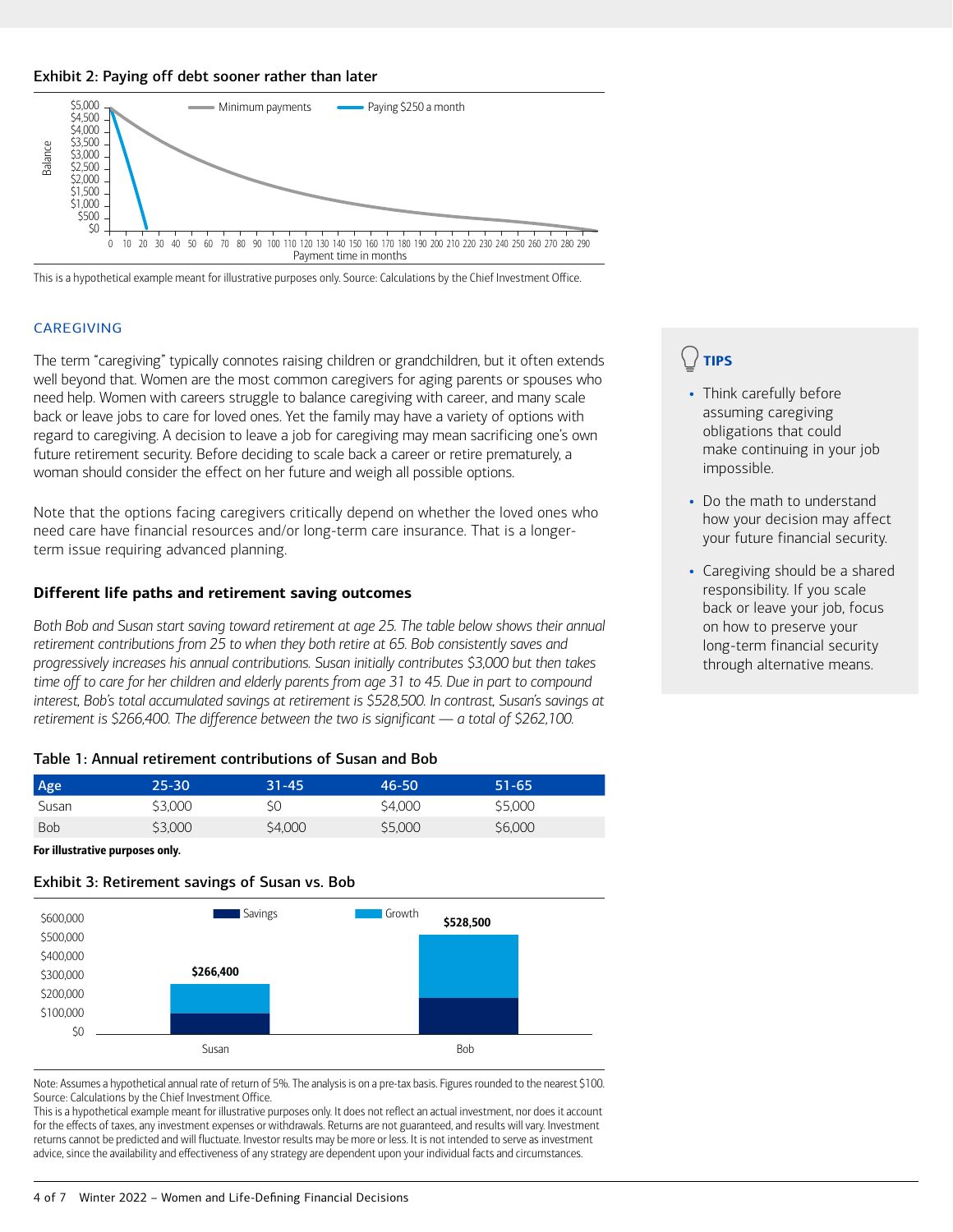### Exhibit 2: Paying off debt sooner rather than later

Minimum payments
Paying $250 a month

Balance
$5,000
$4,500
$4,000
$3,500
$3,000
$2,500
$2,000
$1,500
$1,000
$500
$0

0 10 20 30 40 50 60 70 80 90 100 110 120 130 140 150 160 170 180 190 200 210 220 230 240 250 260 270 280 290
Payment time in months

This is a hypothetical example meant for illustrative purposes only. Source: Calculations by the Chief Investment Office.

## CAREGIVING

The term "caregiving" typically connotes raising children or grandchildren, but it often extends well beyond that. Women are the most common caregivers for aging parents or spouses who need help. Women with careers struggle to balance caregiving with career, and many scale back or leave jobs to care for loved ones. Yet the family may have a variety of options with regard to caregiving. A decision to leave a job for caregiving may mean sacrificing one's own future retirement security. Before deciding to scale back a career or retire prematurely, a woman should consider the effect on her future and weigh all possible options.

Note that the options facing caregivers critically depend on whether the loved ones who need care have financial resources and/or long-term care insurance. That is a longer-term issue requiring advanced planning.

### TIPS

- Think carefully before assuming caregiving obligations that could make continuing in your job impossible.
- Do the math to understand how your decision may affect your future financial security.
- Caregiving should be a shared responsibility. If you scale back or leave your job, focus on how to preserve your long-term financial security through alternative means.

### Different life paths and retirement saving outcomes

*Both Bob and Susan start saving toward retirement at age 25. The table below shows their annual retirement contributions from 25 to when they both retire at 65. Bob consistently saves and progressively increases his annual contributions. Susan initially contributes $3,000 but then takes time off to care for her children and elderly parents from age 31 to 45. Due in part to compound interest, Bob's total accumulated savings at retirement is $528,500. In contrast, Susan's savings at retirement is $266,400. The difference between the two is significant — a total of $262,100.*

### Table 1: Annual retirement contributions of Susan and Bob

| Age | 25-30 | 31-45 | 46-50 | 51-65 |
|---|---|---|---|---|
| Susan | $3,000 | $0 | $4,000 | $5,000 |
| Bob | $3,000 | $4,000 | $5,000 | $6,000 |

**For illustrative purposes only.**

### Exhibit 3: Retirement savings of Susan vs. Bob

Savings
Growth

$600,000
$500,000
$400,000
$300,000
$200,000
$100,000
$0

$266,400
$528,500

Susan
Bob

Note: Assumes a hypothetical annual rate of return of 5%. The analysis is on a pre-tax basis. Figures rounded to the nearest $100.
Source: Calculations by the Chief Investment Office.
This is a hypothetical example meant for illustrative purposes only. It does not reflect an actual investment, nor does it account for the effects of taxes, any investment expenses or withdrawals. Returns are not guaranteed, and results will vary. Investment returns cannot be predicted and will fluctuate. Investor results may be more or less. It is not intended to serve as investment advice, since the availability and effectiveness of any strategy are dependent upon your individual facts and circumstances.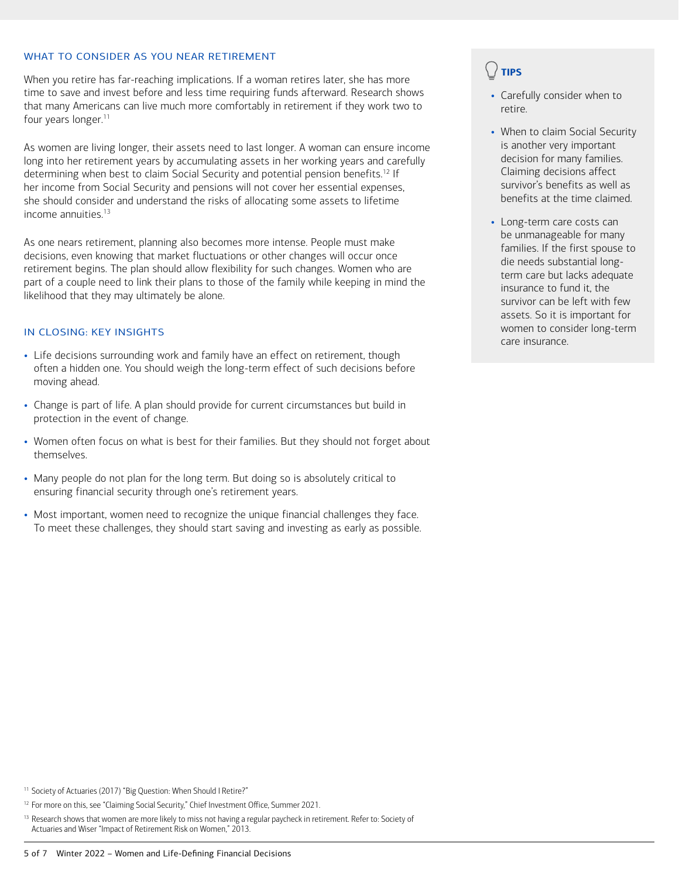## WHAT TO CONSIDER AS YOU NEAR RETIREMENT

When you retire has far-reaching implications. If a woman retires later, she has more time to save and invest before and less time requiring funds afterward. Research shows that many Americans can live much more comfortably in retirement if they work two to four years longer.[11]

As women are living longer, their assets need to last longer. A woman can ensure income long into her retirement years by accumulating assets in her working years and carefully determining when best to claim Social Security and potential pension benefits.[12] If her income from Social Security and pensions will not cover her essential expenses, she should consider and understand the risks of allocating some assets to lifetime income annuities.[13]

As one nears retirement, planning also becomes more intense. People must make decisions, even knowing that market fluctuations or other changes will occur once retirement begins. The plan should allow flexibility for such changes. Women who are part of a couple need to link their plans to those of the family while keeping in mind the likelihood that they may ultimately be alone.

## IN CLOSING: KEY INSIGHTS

- Life decisions surrounding work and family have an effect on retirement, though often a hidden one. You should weigh the long-term effect of such decisions before moving ahead.
- Change is part of life. A plan should provide for current circumstances but build in protection in the event of change.
- Women often focus on what is best for their families. But they should not forget about themselves.
- Many people do not plan for the long term. But doing so is absolutely critical to ensuring financial security through one's retirement years.
- Most important, women need to recognize the unique financial challenges they face. To meet these challenges, they should start saving and investing as early as possible.

### TIPS

- Carefully consider when to retire.
- When to claim Social Security is another very important decision for many families. Claiming decisions affect survivor's benefits as well as benefits at the time claimed.
- Long-term care costs can be unmanageable for many families. If the first spouse to die needs substantial long-term care but lacks adequate insurance to fund it, the survivor can be left with few assets. So it is important for women to consider long-term care insurance.

---

[11] Society of Actuaries (2017) "Big Question: When Should I Retire?"

[12] For more on this, see "Claiming Social Security," Chief Investment Office, Summer 2021.

[13] Research shows that women are more likely to miss not having a regular paycheck in retirement. Refer to: Society of Actuaries and Wiser "Impact of Retirement Risk on Women," 2013.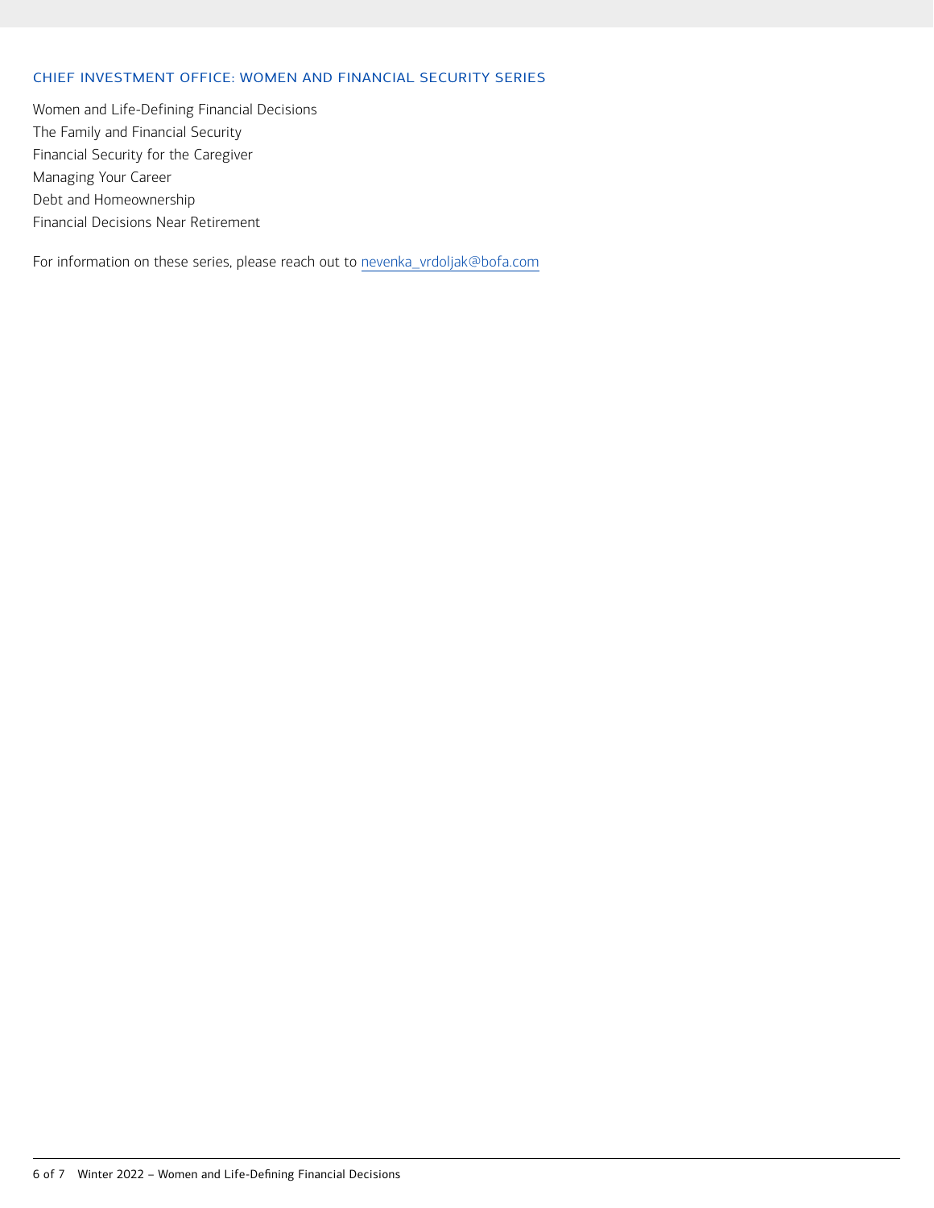## CHIEF INVESTMENT OFFICE: WOMEN AND FINANCIAL SECURITY SERIES

Women and Life-Defining Financial Decisions
The Family and Financial Security
Financial Security for the Caregiver
Managing Your Career
Debt and Homeownership
Financial Decisions Near Retirement

For information on these series, please reach out to nevenka_vrdoljak@bofa.com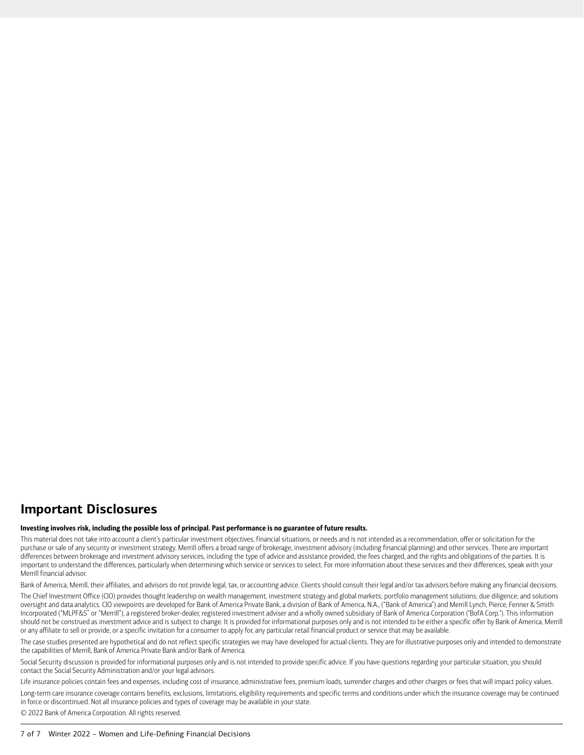## Important Disclosures

**Investing involves risk, including the possible loss of principal. Past performance is no guarantee of future results.**

This material does not take into account a client's particular investment objectives, financial situations, or needs and is not intended as a recommendation, offer or solicitation for the purchase or sale of any security or investment strategy. Merrill offers a broad range of brokerage, investment advisory (including financial planning) and other services. There are important differences between brokerage and investment advisory services, including the type of advice and assistance provided, the fees charged, and the rights and obligations of the parties. It is important to understand the differences, particularly when determining which service or services to select. For more information about these services and their differences, speak with your Merrill financial advisor.

Bank of America, Merrill, their affiliates, and advisors do not provide legal, tax, or accounting advice. Clients should consult their legal and/or tax advisors before making any financial decisions.

The Chief Investment Office (CIO) provides thought leadership on wealth management, investment strategy and global markets; portfolio management solutions; due diligence; and solutions oversight and data analytics. CIO viewpoints are developed for Bank of America Private Bank, a division of Bank of America, N.A., ("Bank of America") and Merrill Lynch, Pierce, Fenner & Smith Incorporated ("MLPF&S" or "Merrill"), a registered broker-dealer, registered investment adviser and a wholly owned subsidiary of Bank of America Corporation ("BofA Corp."). This information should not be construed as investment advice and is subject to change. It is provided for informational purposes only and is not intended to be either a specific offer by Bank of America, Merrill or any affiliate to sell or provide, or a specific invitation for a consumer to apply for, any particular retail financial product or service that may be available.

The case studies presented are hypothetical and do not reflect specific strategies we may have developed for actual clients. They are for illustrative purposes only and intended to demonstrate the capabilities of Merrill, Bank of America Private Bank and/or Bank of America.

Social Security discussion is provided for informational purposes only and is not intended to provide specific advice. If you have questions regarding your particular situation, you should contact the Social Security Administration and/or your legal advisors.

Life insurance policies contain fees and expenses, including cost of insurance, administrative fees, premium loads, surrender charges and other charges or fees that will impact policy values.

Long-term care insurance coverage contains benefits, exclusions, limitations, eligibility requirements and specific terms and conditions under which the insurance coverage may be continued in force or discontinued. Not all insurance policies and types of coverage may be available in your state.

© 2022 Bank of America Corporation. All rights reserved.